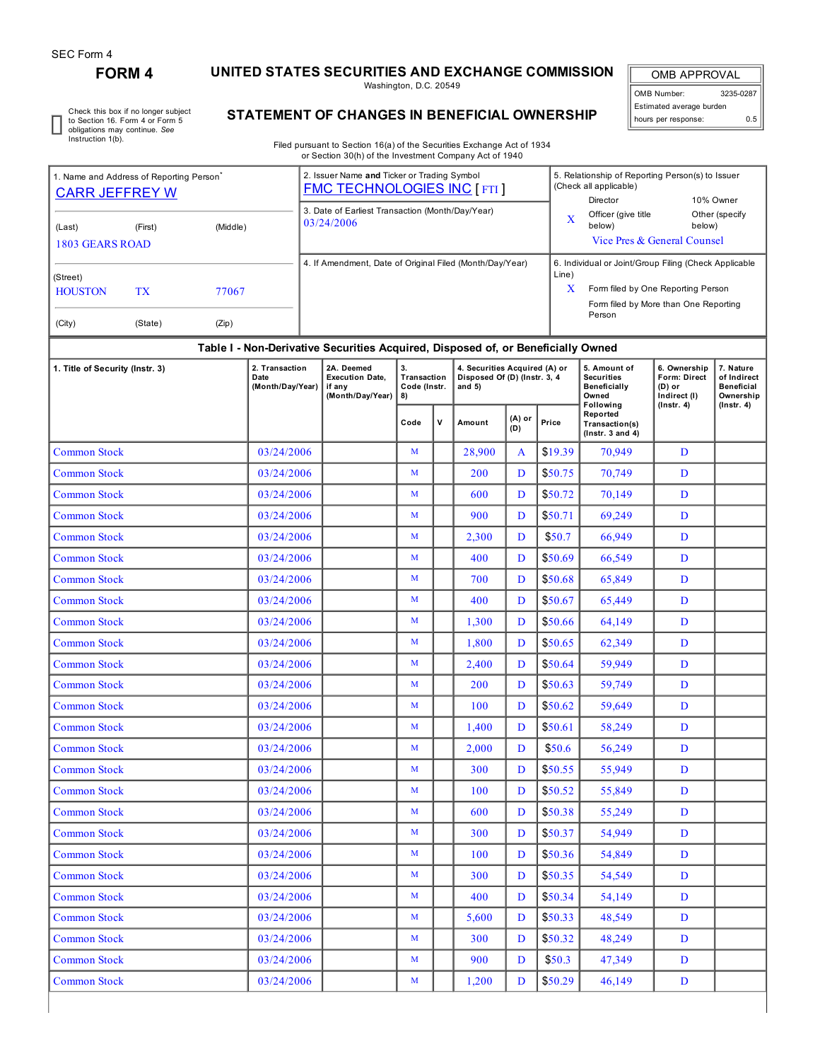SEC Form 4

# FORM 4

## UNITED STATES SECURITIES AND EXCHANGE COMMISSION

Washington, D.C. 20549

## STATEMENT OF CHANGES IN BENEFICIAL OWNERSHIP

Filed pursuant to Section 16(a) of the Securities Exchange Act of 1934
or Section 30(h) of the Investment Company Act of 1940

| OMB APPROVAL | |
|---|---|
| OMB Number: | 3235-0287 |
| Estimated average burden | |
| hours per response: | 0.5 |

☐ Check this box if no longer subject to Section 16. Form 4 or Form 5 obligations may continue. *See* Instruction 1(b).

1. Name and Address of Reporting Person*
CARR JEFFREY W

(Last) (First) (Middle)
1803 GEARS ROAD

(Street)
HOUSTON TX 77067

(City) (State) (Zip)

2. Issuer Name **and** Ticker or Trading Symbol
FMC TECHNOLOGIES INC [ FTI ]

3. Date of Earliest Transaction (Month/Day/Year)
03/24/2006

4. If Amendment, Date of Original Filed (Month/Day/Year)

5. Relationship of Reporting Person(s) to Issuer (Check all applicable)
Director
10% Owner
X Officer (give title below)
Other (specify below)
Vice Pres & General Counsel

6. Individual or Joint/Group Filing (Check Applicable Line)
X Form filed by One Reporting Person
Form filed by More than One Reporting Person

### Table I - Non-Derivative Securities Acquired, Disposed of, or Beneficially Owned

| 1. Title of Security (Instr. 3) | 2. Transaction Date (Month/Day/Year) | 2A. Deemed Execution Date, if any (Month/Day/Year) | 3. Transaction Code (Instr. 8) | | 4. Securities Acquired (A) or Disposed Of (D) (Instr. 3, 4 and 5) | | | 5. Amount of Securities Beneficially Owned Following Reported Transaction(s) (Instr. 3 and 4) | 6. Ownership Form: Direct (D) or Indirect (I) (Instr. 4) | 7. Nature of Indirect Beneficial Ownership (Instr. 4) |
|---|---|---|---|---|---|---|---|---|---|---|
| | | | Code | V | Amount | (A) or (D) | Price | | | |
| Common Stock | 03/24/2006 | | M | | 28,900 | A | $19.39 | 70,949 | D | |
| Common Stock | 03/24/2006 | | M | | 200 | D | $50.75 | 70,749 | D | |
| Common Stock | 03/24/2006 | | M | | 600 | D | $50.72 | 70,149 | D | |
| Common Stock | 03/24/2006 | | M | | 900 | D | $50.71 | 69,249 | D | |
| Common Stock | 03/24/2006 | | M | | 2,300 | D | $50.7 | 66,949 | D | |
| Common Stock | 03/24/2006 | | M | | 400 | D | $50.69 | 66,549 | D | |
| Common Stock | 03/24/2006 | | M | | 700 | D | $50.68 | 65,849 | D | |
| Common Stock | 03/24/2006 | | M | | 400 | D | $50.67 | 65,449 | D | |
| Common Stock | 03/24/2006 | | M | | 1,300 | D | $50.66 | 64,149 | D | |
| Common Stock | 03/24/2006 | | M | | 1,800 | D | $50.65 | 62,349 | D | |
| Common Stock | 03/24/2006 | | M | | 2,400 | D | $50.64 | 59,949 | D | |
| Common Stock | 03/24/2006 | | M | | 200 | D | $50.63 | 59,749 | D | |
| Common Stock | 03/24/2006 | | M | | 100 | D | $50.62 | 59,649 | D | |
| Common Stock | 03/24/2006 | | M | | 1,400 | D | $50.61 | 58,249 | D | |
| Common Stock | 03/24/2006 | | M | | 2,000 | D | $50.6 | 56,249 | D | |
| Common Stock | 03/24/2006 | | M | | 300 | D | $50.55 | 55,949 | D | |
| Common Stock | 03/24/2006 | | M | | 100 | D | $50.52 | 55,849 | D | |
| Common Stock | 03/24/2006 | | M | | 600 | D | $50.38 | 55,249 | D | |
| Common Stock | 03/24/2006 | | M | | 300 | D | $50.37 | 54,949 | D | |
| Common Stock | 03/24/2006 | | M | | 100 | D | $50.36 | 54,849 | D | |
| Common Stock | 03/24/2006 | | M | | 300 | D | $50.35 | 54,549 | D | |
| Common Stock | 03/24/2006 | | M | | 400 | D | $50.34 | 54,149 | D | |
| Common Stock | 03/24/2006 | | M | | 5,600 | D | $50.33 | 48,549 | D | |
| Common Stock | 03/24/2006 | | M | | 300 | D | $50.32 | 48,249 | D | |
| Common Stock | 03/24/2006 | | M | | 900 | D | $50.3 | 47,349 | D | |
| Common Stock | 03/24/2006 | | M | | 1,200 | D | $50.29 | 46,149 | D | |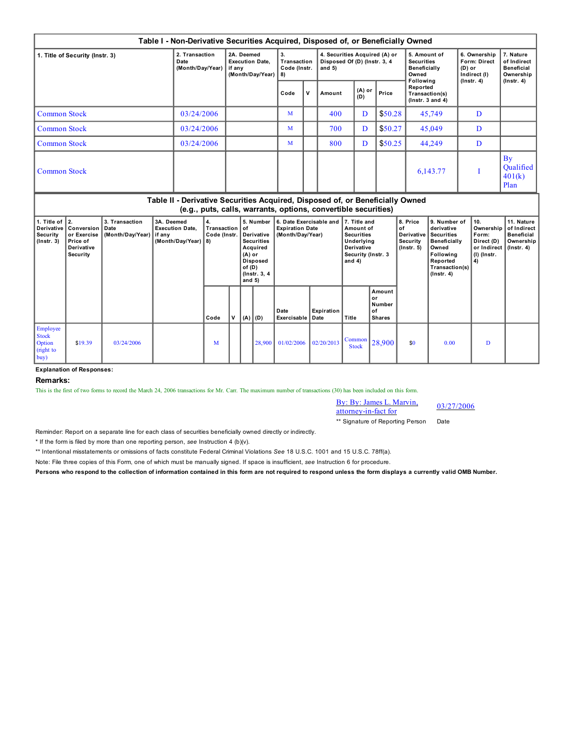| Table I - Non-Derivative Securities Acquired, Disposed of, or Beneficially Owned | | | | | | | | | | |
|---|---|---|---|---|---|---|---|---|---|---|
| 1. Title of Security (Instr. 3) | 2. Transaction Date (Month/Day/Year) | 2A. Deemed Execution Date, if any (Month/Day/Year) | 3. Transaction Code (Instr. 8) | | 4. Securities Acquired (A) or Disposed Of (D) (Instr. 3, 4 and 5) | | | 5. Amount of Securities Beneficially Owned Following Reported Transaction(s) (Instr. 3 and 4) | 6. Ownership Form: Direct (D) or Indirect (I) (Instr. 4) | 7. Nature of Indirect Beneficial Ownership (Instr. 4) |
| | | | Code | V | Amount | (A) or (D) | Price | | | |
| Common Stock | 03/24/2006 | | M | | 400 | D | $50.28 | 45,749 | D | |
| Common Stock | 03/24/2006 | | M | | 700 | D | $50.27 | 45,049 | D | |
| Common Stock | 03/24/2006 | | M | | 800 | D | $50.25 | 44,249 | D | |
| Common Stock | | | | | | | | 6,143.77 | I | By Qualified 401(k) Plan |

| Table II - Derivative Securities Acquired, Disposed of, or Beneficially Owned (e.g., puts, calls, warrants, options, convertible securities) | | | | | | | | | | | | | | | |
|---|---|---|---|---|---|---|---|---|---|---|---|---|---|---|---|
| 1. Title of Derivative Security (Instr. 3) | 2. Conversion or Exercise Price of Derivative Security | 3. Transaction Date (Month/Day/Year) | 3A. Deemed Execution Date, if any (Month/Day/Year) | 4. Transaction Code (Instr. 8) | | 5. Number of Derivative Securities Acquired (A) or Disposed of (D) (Instr. 3, 4 and 5) | | 6. Date Exercisable and Expiration Date (Month/Day/Year) | | 7. Title and Amount of Securities Underlying Derivative Security (Instr. 3 and 4) | | 8. Price of Derivative Security (Instr. 5) | 9. Number of derivative Securities Beneficially Owned Following Reported Transaction(s) (Instr. 4) | 10. Ownership Form: Direct (D) or Indirect (I) (Instr. 4) | 11. Nature of Indirect Beneficial Ownership (Instr. 4) |
| | | | | Code | V | (A) | (D) | Date Exercisable | Expiration Date | Title | Amount or Number of Shares | | | | |
| Employee Stock Option (right to buy) | $19.39 | 03/24/2006 | | M | | | 28,900 | 01/02/2006 | 02/20/2013 | Common Stock | 28,900 | $0 | 0.00 | D | |

**Explanation of Responses:**

## Remarks:

This is the first of two forms to record the March 24, 2006 transactions for Mr. Carr. The maximum number of transactions (30) has been included on this form.

By: By: James L. Marvin, attorney-in-fact for — 03/27/2006

** Signature of Reporting Person — Date

Reminder: Report on a separate line for each class of securities beneficially owned directly or indirectly.

* If the form is filed by more than one reporting person, *see* Instruction 4 (b)(v).

** Intentional misstatements or omissions of facts constitute Federal Criminal Violations *See* 18 U.S.C. 1001 and 15 U.S.C. 78ff(a).

Note: File three copies of this Form, one of which must be manually signed. If space is insufficient, *see* Instruction 6 for procedure.

**Persons who respond to the collection of information contained in this form are not required to respond unless the form displays a currently valid OMB Number.**